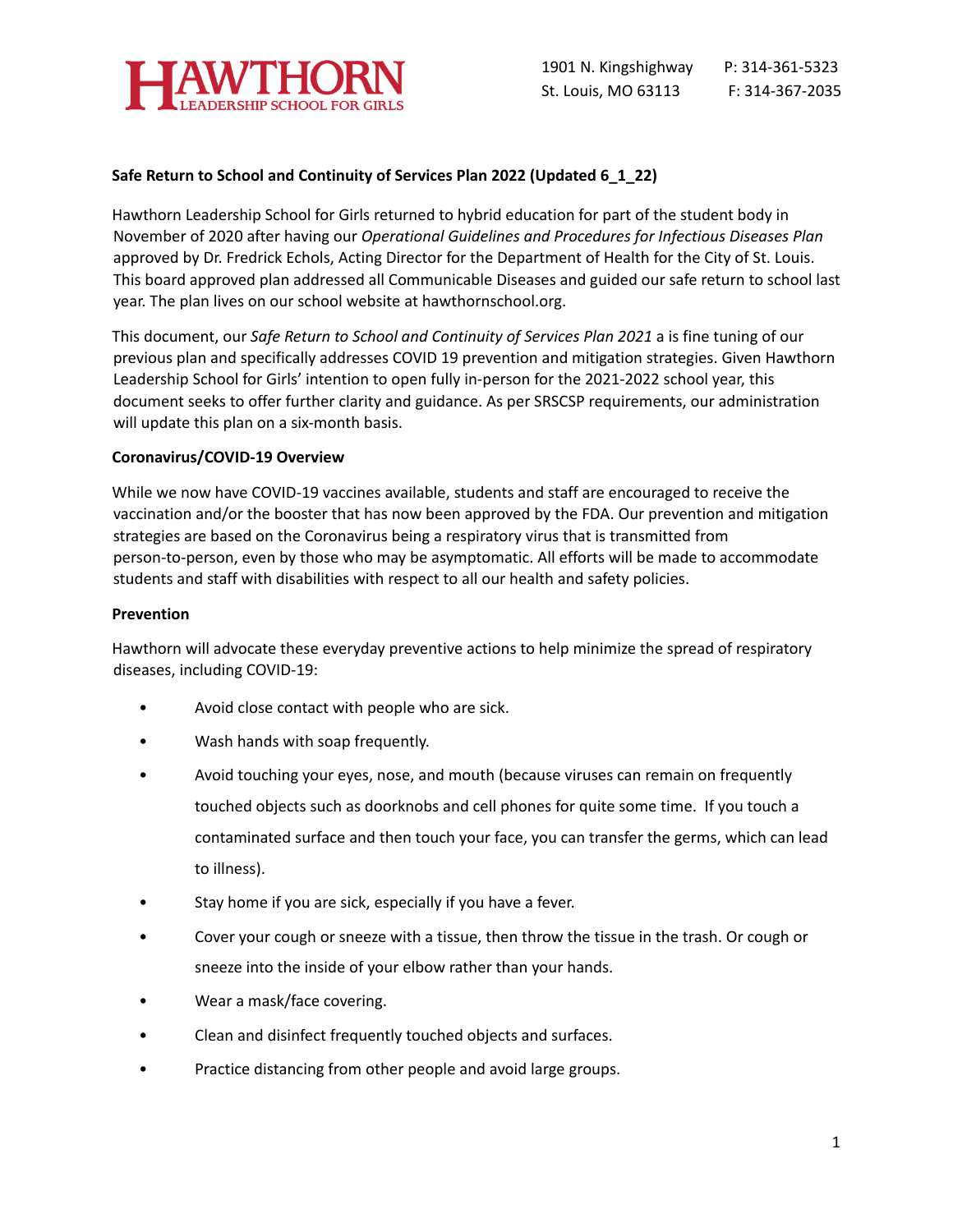HAWTHORN LEADERSHIP SCHOOL FOR GIRLS

1901 N. Kingshighway
St. Louis, MO 63113

P: 314-361-5323
F: 314-367-2035

**Safe Return to School and Continuity of Services Plan 2022 (Updated 6_1_22)**

Hawthorn Leadership School for Girls returned to hybrid education for part of the student body in November of 2020 after having our *Operational Guidelines and Procedures for Infectious Diseases Plan* approved by Dr. Fredrick Echols, Acting Director for the Department of Health for the City of St. Louis. This board approved plan addressed all Communicable Diseases and guided our safe return to school last year. The plan lives on our school website at hawthornschool.org.

This document, our *Safe Return to School and Continuity of Services Plan 2021* a is fine tuning of our previous plan and specifically addresses COVID 19 prevention and mitigation strategies. Given Hawthorn Leadership School for Girls' intention to open fully in-person for the 2021-2022 school year, this document seeks to offer further clarity and guidance. As per SRSCSP requirements, our administration will update this plan on a six-month basis.

**Coronavirus/COVID-19 Overview**

While we now have COVID-19 vaccines available, students and staff are encouraged to receive the vaccination and/or the booster that has now been approved by the FDA. Our prevention and mitigation strategies are based on the Coronavirus being a respiratory virus that is transmitted from person-to-person, even by those who may be asymptomatic. All efforts will be made to accommodate students and staff with disabilities with respect to all our health and safety policies.

**Prevention**

Hawthorn will advocate these everyday preventive actions to help minimize the spread of respiratory diseases, including COVID-19:

- Avoid close contact with people who are sick.
- Wash hands with soap frequently.
- Avoid touching your eyes, nose, and mouth (because viruses can remain on frequently touched objects such as doorknobs and cell phones for quite some time. If you touch a contaminated surface and then touch your face, you can transfer the germs, which can lead to illness).
- Stay home if you are sick, especially if you have a fever.
- Cover your cough or sneeze with a tissue, then throw the tissue in the trash. Or cough or sneeze into the inside of your elbow rather than your hands.
- Wear a mask/face covering.
- Clean and disinfect frequently touched objects and surfaces.
- Practice distancing from other people and avoid large groups.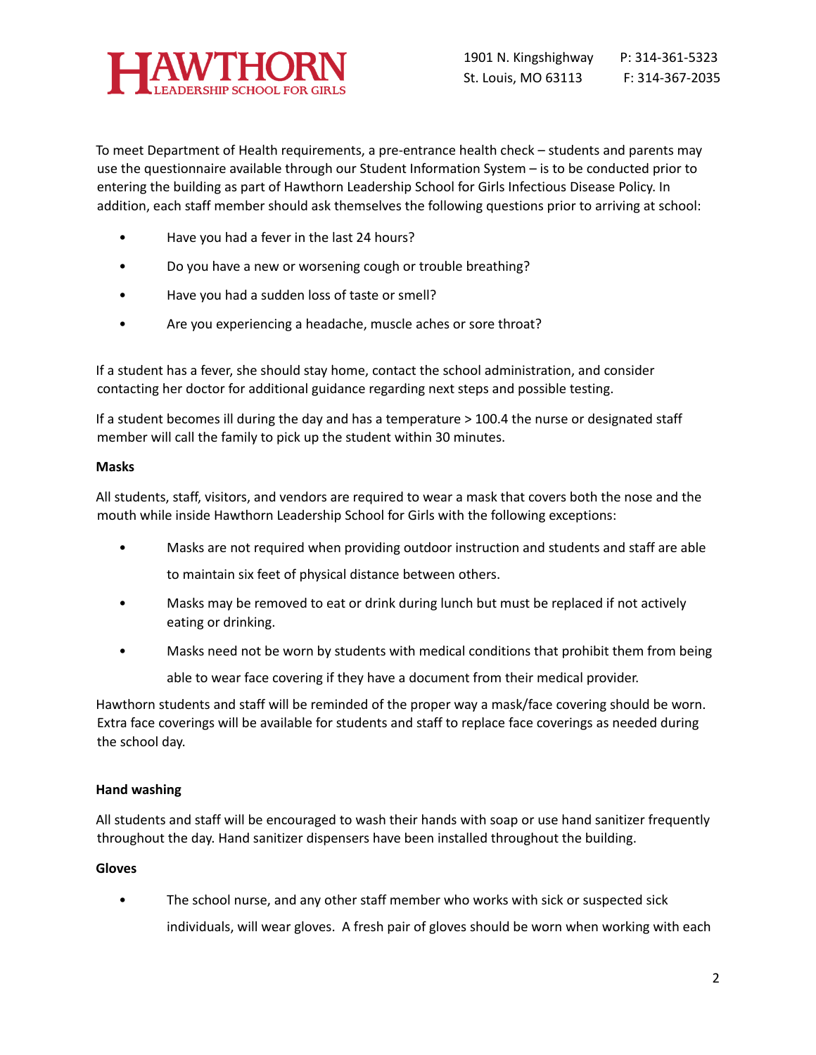To meet Department of Health requirements, a pre-entrance health check – students and parents may use the questionnaire available through our Student Information System – is to be conducted prior to entering the building as part of Hawthorn Leadership School for Girls Infectious Disease Policy. In addition, each staff member should ask themselves the following questions prior to arriving at school:

- Have you had a fever in the last 24 hours?
- Do you have a new or worsening cough or trouble breathing?
- Have you had a sudden loss of taste or smell?
- Are you experiencing a headache, muscle aches or sore throat?

If a student has a fever, she should stay home, contact the school administration, and consider contacting her doctor for additional guidance regarding next steps and possible testing.

If a student becomes ill during the day and has a temperature > 100.4 the nurse or designated staff member will call the family to pick up the student within 30 minutes.

**Masks**

All students, staff, visitors, and vendors are required to wear a mask that covers both the nose and the mouth while inside Hawthorn Leadership School for Girls with the following exceptions:

- Masks are not required when providing outdoor instruction and students and staff are able to maintain six feet of physical distance between others.
- Masks may be removed to eat or drink during lunch but must be replaced if not actively eating or drinking.
- Masks need not be worn by students with medical conditions that prohibit them from being able to wear face covering if they have a document from their medical provider.

Hawthorn students and staff will be reminded of the proper way a mask/face covering should be worn. Extra face coverings will be available for students and staff to replace face coverings as needed during the school day.

**Hand washing**

All students and staff will be encouraged to wash their hands with soap or use hand sanitizer frequently throughout the day. Hand sanitizer dispensers have been installed throughout the building.

**Gloves**

- The school nurse, and any other staff member who works with sick or suspected sick individuals, will wear gloves. A fresh pair of gloves should be worn when working with each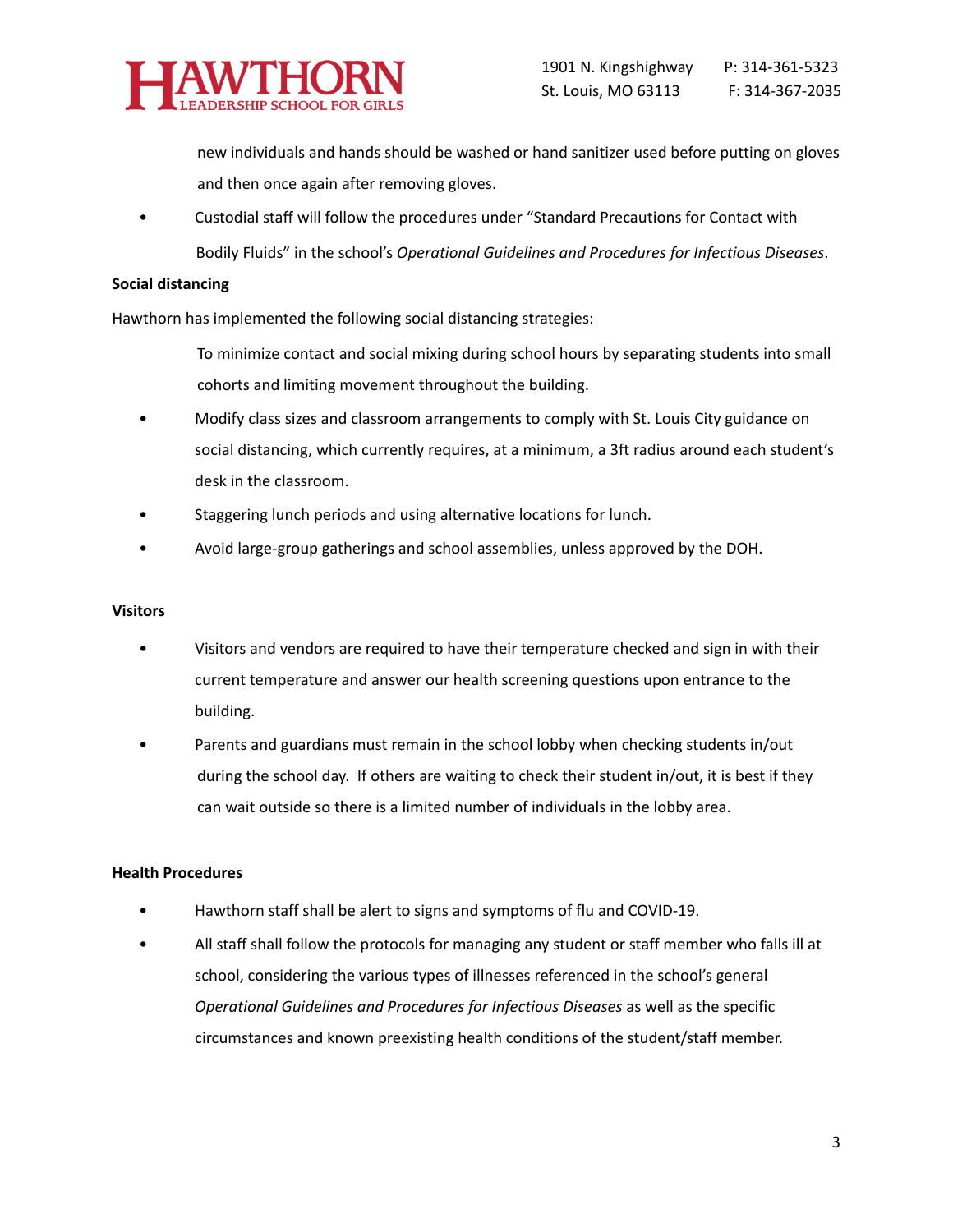new individuals and hands should be washed or hand sanitizer used before putting on gloves and then once again after removing gloves.

- Custodial staff will follow the procedures under "Standard Precautions for Contact with Bodily Fluids" in the school's *Operational Guidelines and Procedures for Infectious Diseases*.

**Social distancing**

Hawthorn has implemented the following social distancing strategies:

To minimize contact and social mixing during school hours by separating students into small cohorts and limiting movement throughout the building.

- Modify class sizes and classroom arrangements to comply with St. Louis City guidance on social distancing, which currently requires, at a minimum, a 3ft radius around each student's desk in the classroom.
- Staggering lunch periods and using alternative locations for lunch.
- Avoid large-group gatherings and school assemblies, unless approved by the DOH.

**Visitors**

- Visitors and vendors are required to have their temperature checked and sign in with their current temperature and answer our health screening questions upon entrance to the building.
- Parents and guardians must remain in the school lobby when checking students in/out during the school day. If others are waiting to check their student in/out, it is best if they can wait outside so there is a limited number of individuals in the lobby area.

**Health Procedures**

- Hawthorn staff shall be alert to signs and symptoms of flu and COVID-19.
- All staff shall follow the protocols for managing any student or staff member who falls ill at school, considering the various types of illnesses referenced in the school's general *Operational Guidelines and Procedures for Infectious Diseases* as well as the specific circumstances and known preexisting health conditions of the student/staff member.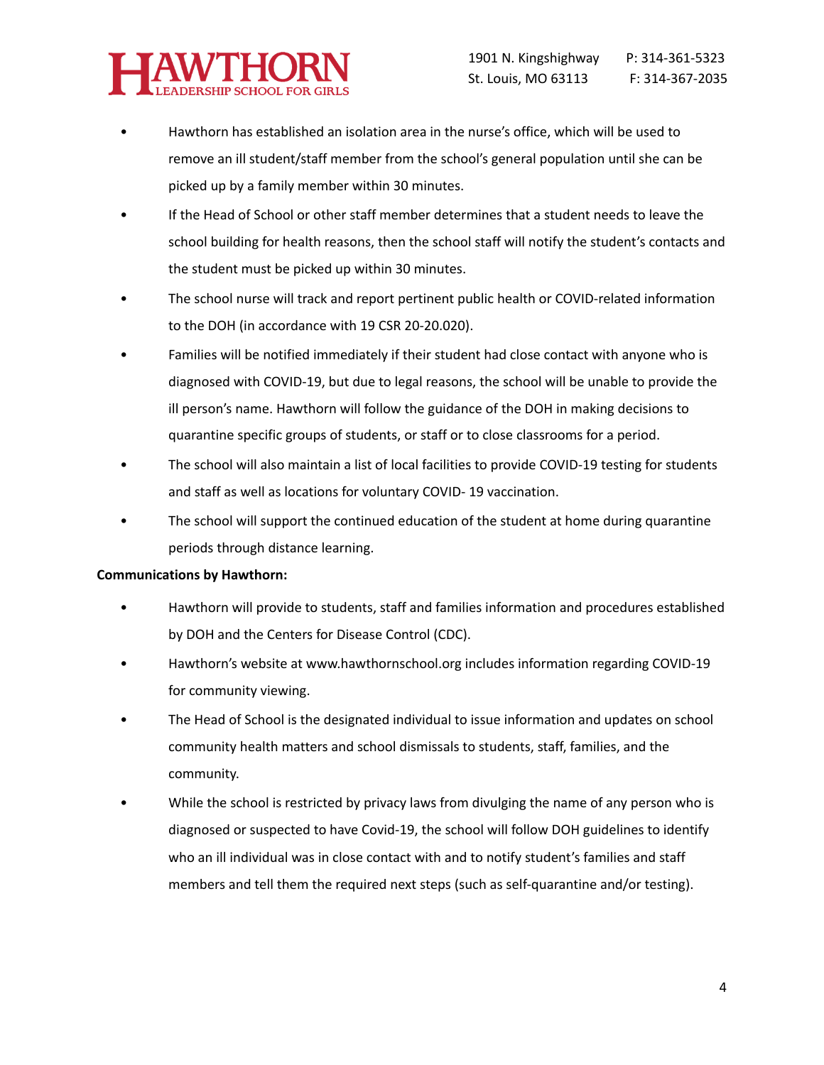- Hawthorn has established an isolation area in the nurse's office, which will be used to remove an ill student/staff member from the school's general population until she can be picked up by a family member within 30 minutes.
- If the Head of School or other staff member determines that a student needs to leave the school building for health reasons, then the school staff will notify the student's contacts and the student must be picked up within 30 minutes.
- The school nurse will track and report pertinent public health or COVID-related information to the DOH (in accordance with 19 CSR 20-20.020).
- Families will be notified immediately if their student had close contact with anyone who is diagnosed with COVID-19, but due to legal reasons, the school will be unable to provide the ill person's name. Hawthorn will follow the guidance of the DOH in making decisions to quarantine specific groups of students, or staff or to close classrooms for a period.
- The school will also maintain a list of local facilities to provide COVID-19 testing for students and staff as well as locations for voluntary COVID- 19 vaccination.
- The school will support the continued education of the student at home during quarantine periods through distance learning.

**Communications by Hawthorn:**

- Hawthorn will provide to students, staff and families information and procedures established by DOH and the Centers for Disease Control (CDC).
- Hawthorn's website at www.hawthornschool.org includes information regarding COVID-19 for community viewing.
- The Head of School is the designated individual to issue information and updates on school community health matters and school dismissals to students, staff, families, and the community.
- While the school is restricted by privacy laws from divulging the name of any person who is diagnosed or suspected to have Covid-19, the school will follow DOH guidelines to identify who an ill individual was in close contact with and to notify student's families and staff members and tell them the required next steps (such as self-quarantine and/or testing).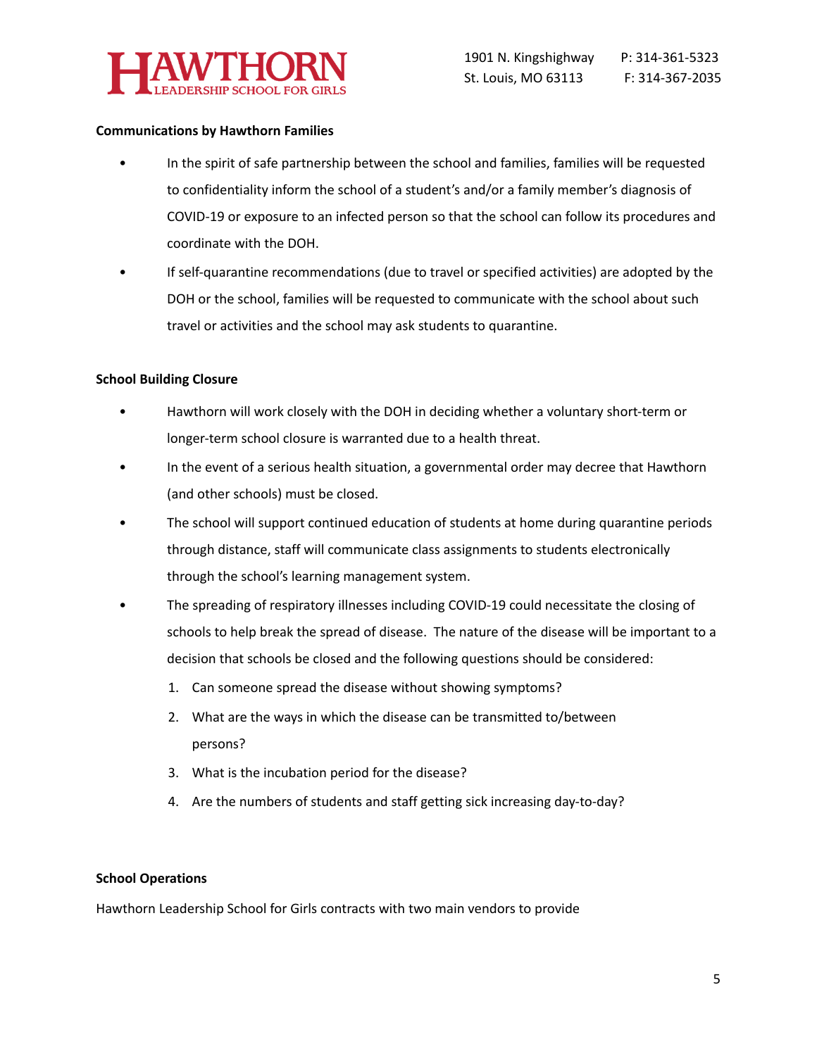**Communications by Hawthorn Families**

- In the spirit of safe partnership between the school and families, families will be requested to confidentiality inform the school of a student's and/or a family member's diagnosis of COVID-19 or exposure to an infected person so that the school can follow its procedures and coordinate with the DOH.
- If self-quarantine recommendations (due to travel or specified activities) are adopted by the DOH or the school, families will be requested to communicate with the school about such travel or activities and the school may ask students to quarantine.

**School Building Closure**

- Hawthorn will work closely with the DOH in deciding whether a voluntary short-term or longer-term school closure is warranted due to a health threat.
- In the event of a serious health situation, a governmental order may decree that Hawthorn (and other schools) must be closed.
- The school will support continued education of students at home during quarantine periods through distance, staff will communicate class assignments to students electronically through the school's learning management system.
- The spreading of respiratory illnesses including COVID-19 could necessitate the closing of schools to help break the spread of disease. The nature of the disease will be important to a decision that schools be closed and the following questions should be considered:
  1. Can someone spread the disease without showing symptoms?
  2. What are the ways in which the disease can be transmitted to/between persons?
  3. What is the incubation period for the disease?
  4. Are the numbers of students and staff getting sick increasing day-to-day?

**School Operations**

Hawthorn Leadership School for Girls contracts with two main vendors to provide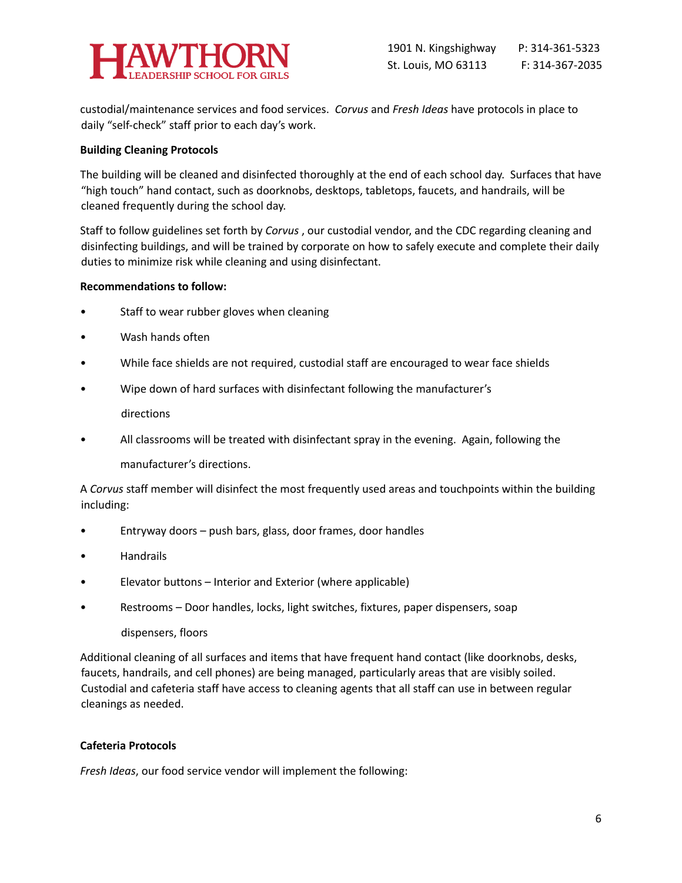custodial/maintenance services and food services. *Corvus* and *Fresh Ideas* have protocols in place to daily "self-check" staff prior to each day's work.

**Building Cleaning Protocols**

The building will be cleaned and disinfected thoroughly at the end of each school day. Surfaces that have "high touch" hand contact, such as doorknobs, desktops, tabletops, faucets, and handrails, will be cleaned frequently during the school day.

Staff to follow guidelines set forth by *Corvus* , our custodial vendor, and the CDC regarding cleaning and disinfecting buildings, and will be trained by corporate on how to safely execute and complete their daily duties to minimize risk while cleaning and using disinfectant.

**Recommendations to follow:**

- Staff to wear rubber gloves when cleaning
- Wash hands often
- While face shields are not required, custodial staff are encouraged to wear face shields
- Wipe down of hard surfaces with disinfectant following the manufacturer's directions
- All classrooms will be treated with disinfectant spray in the evening. Again, following the manufacturer's directions.

A *Corvus* staff member will disinfect the most frequently used areas and touchpoints within the building including:

- Entryway doors – push bars, glass, door frames, door handles
- Handrails
- Elevator buttons – Interior and Exterior (where applicable)
- Restrooms – Door handles, locks, light switches, fixtures, paper dispensers, soap dispensers, floors

Additional cleaning of all surfaces and items that have frequent hand contact (like doorknobs, desks, faucets, handrails, and cell phones) are being managed, particularly areas that are visibly soiled. Custodial and cafeteria staff have access to cleaning agents that all staff can use in between regular cleanings as needed.

**Cafeteria Protocols**

*Fresh Ideas*, our food service vendor will implement the following: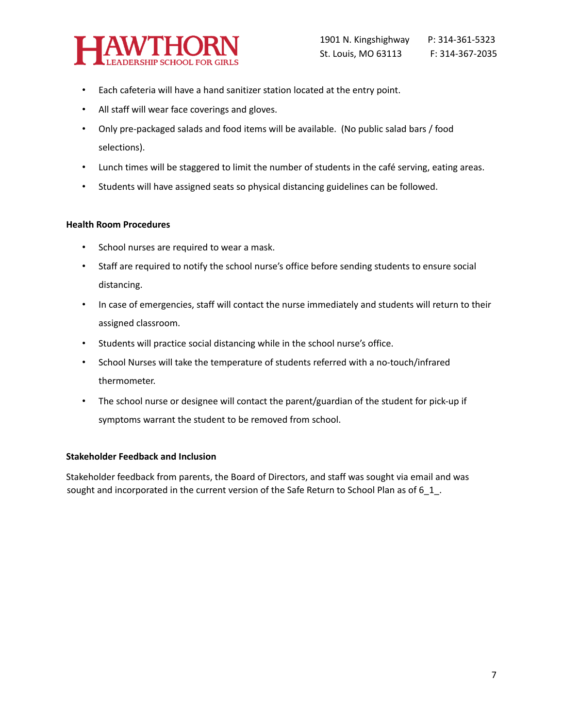- Each cafeteria will have a hand sanitizer station located at the entry point.
- All staff will wear face coverings and gloves.
- Only pre-packaged salads and food items will be available. (No public salad bars / food selections).
- Lunch times will be staggered to limit the number of students in the café serving, eating areas.
- Students will have assigned seats so physical distancing guidelines can be followed.

**Health Room Procedures**

- School nurses are required to wear a mask.
- Staff are required to notify the school nurse's office before sending students to ensure social distancing.
- In case of emergencies, staff will contact the nurse immediately and students will return to their assigned classroom.
- Students will practice social distancing while in the school nurse's office.
- School Nurses will take the temperature of students referred with a no-touch/infrared thermometer.
- The school nurse or designee will contact the parent/guardian of the student for pick-up if symptoms warrant the student to be removed from school.

**Stakeholder Feedback and Inclusion**

Stakeholder feedback from parents, the Board of Directors, and staff was sought via email and was sought and incorporated in the current version of the Safe Return to School Plan as of 6_1_.